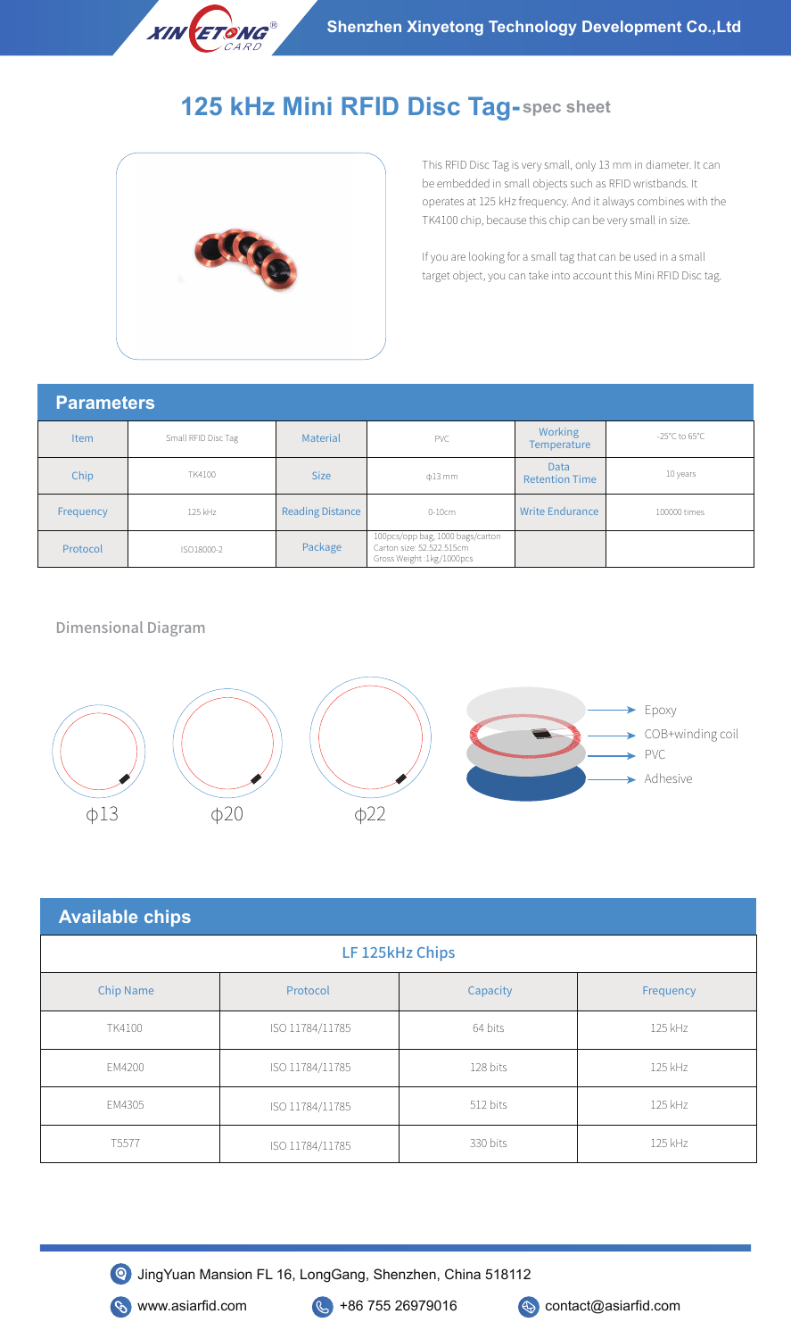# 125 kHz Mini RFID Disc Tag- spec sheet

This RFID Disc Tag is very small, only 13 mm in diameter. It can be embedded in small objects such as RFID wristbands. It operates at 125 kHz frequency. And it always combines with the TK4100 chip, because this chip can be very small in size.

If you are looking for a small tag that can be used in a small target object, you can take into account this Mini RFID Disc tag.

## Parameters

| | | | | | |
|---|---|---|---|---|---|
| Item | Small RFID Disc Tag | Material | PVC | Working Temperature | -25℃ to 65℃ |
| Chip | TK4100 | Size | ϕ13 mm | Data Retention Time | 10 years |
| Frequency | 125 kHz | Reading Distance | 0-10cm | Write Endurance | 100000 times |
| Protocol | ISO18000-2 | Package | 100pcs/opp bag, 1000 bags/carton<br>Carton size: 52.522.515cm<br>Gross Weight :1kg/1000pcs | | |

## Dimensional Diagram

ϕ13

ϕ20

ϕ22

Epoxy

COB+winding coil

PVC

Adhesive

## Available chips

| LF 125kHz Chips | | | |
|---|---|---|---|
| Chip Name | Protocol | Capacity | Frequency |
| TK4100 | ISO 11784/11785 | 64 bits | 125 kHz |
| EM4200 | ISO 11784/11785 | 128 bits | 125 kHz |
| EM4305 | ISO 11784/11785 | 512 bits | 125 kHz |
| T5577 | ISO 11784/11785 | 330 bits | 125 kHz |

JingYuan Mansion FL 16, LongGang, Shenzhen, China 518112

www.asiarfid.com

+86 755 26979016

contact@asiarfid.com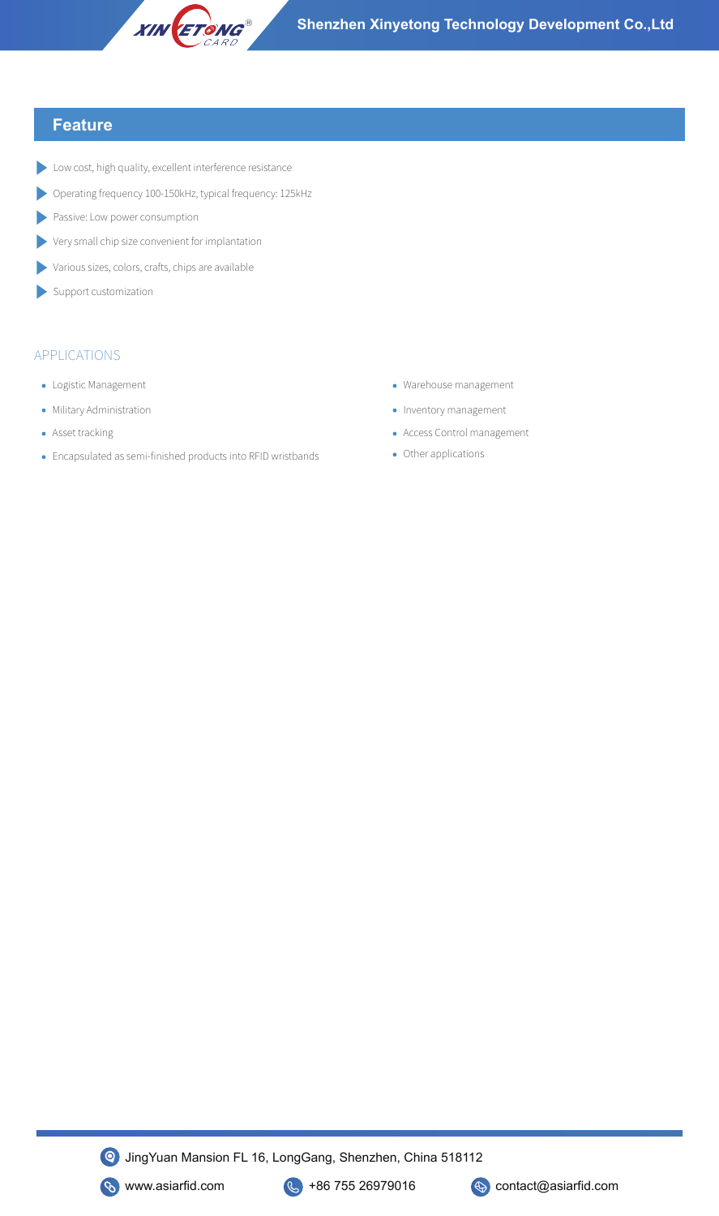## Feature

- Low cost, high quality, excellent interference resistance
- Operating frequency 100-150kHz, typical frequency: 125kHz
- Passive: Low power consumption
- Very small chip size convenient for implantation
- Various sizes, colors, crafts, chips are available
- Support customization

## APPLICATIONS

- Logistic Management
- Military Administration
- Asset tracking
- Encapsulated as semi-finished products into RFID wristbands
- Warehouse management
- Inventory management
- Access Control management
- Other applications

JingYuan Mansion FL 16, LongGang, Shenzhen, China 518112

www.asiarfid.com  +86 755 26979016  contact@asiarfid.com